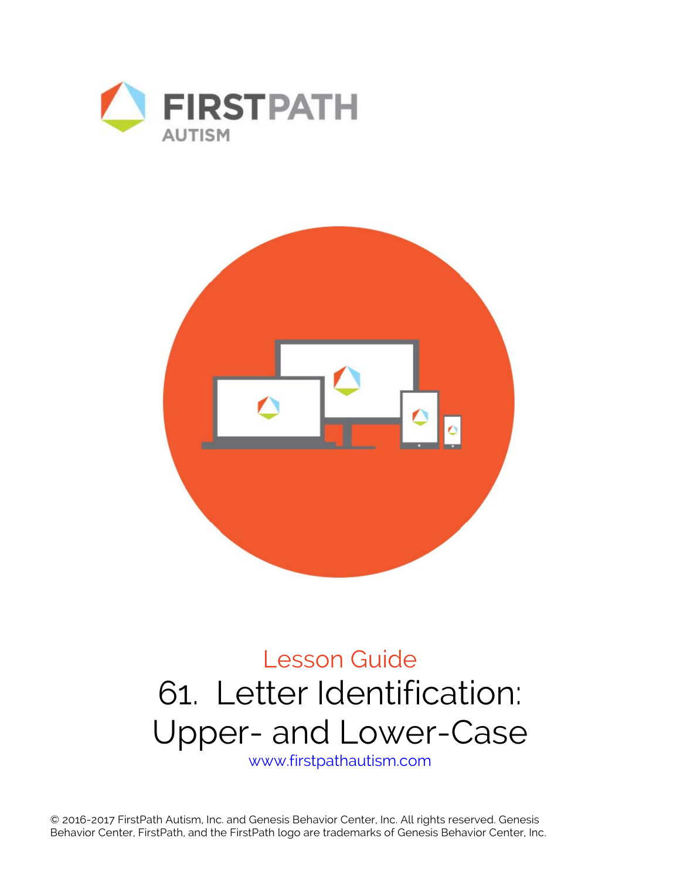FIRSTPATH
AUTISM

Lesson Guide

# 61. Letter Identification: Upper- and Lower-Case

www.firstpathautism.com

© 2016-2017 FirstPath Autism, Inc. and Genesis Behavior Center, Inc. All rights reserved. Genesis Behavior Center, FirstPath, and the FirstPath logo are trademarks of Genesis Behavior Center, Inc.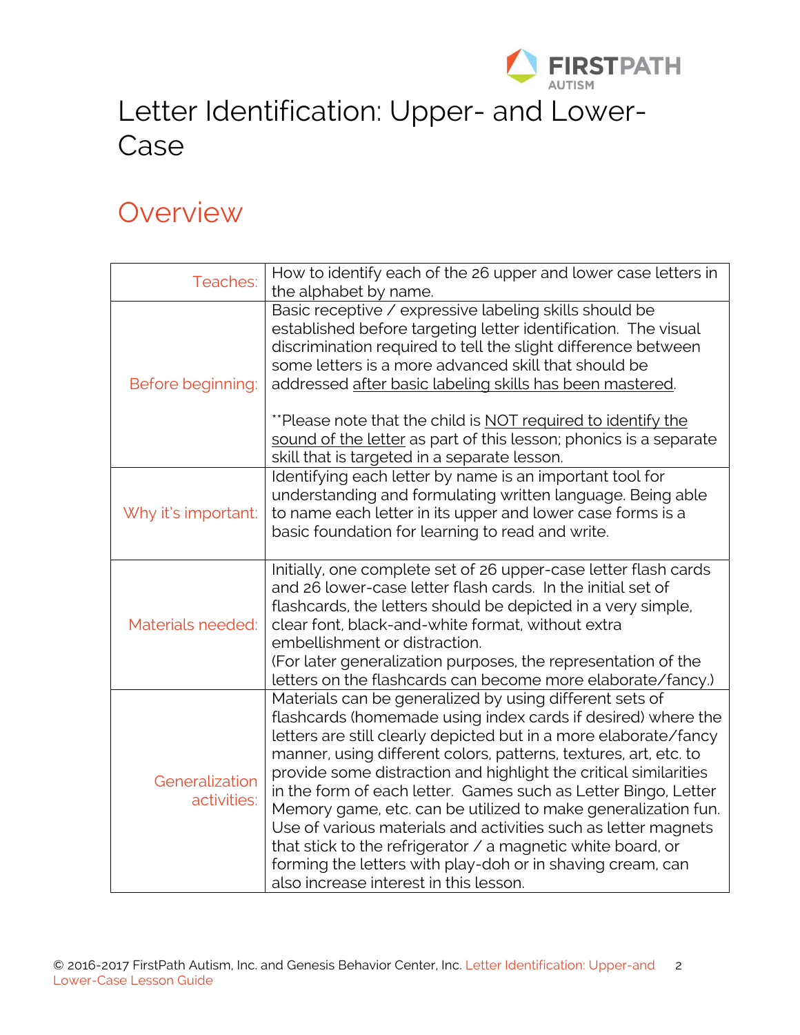# Letter Identification: Upper- and Lower-Case

## Overview

| | |
|---|---|
| Teaches: | How to identify each of the 26 upper and lower case letters in the alphabet by name. |
| Before beginning: | Basic receptive / expressive labeling skills should be established before targeting letter identification. The visual discrimination required to tell the slight difference between some letters is a more advanced skill that should be addressed after basic labeling skills has been mastered.<br><br>**Please note that the child is NOT required to identify the sound of the letter as part of this lesson; phonics is a separate skill that is targeted in a separate lesson. |
| Why it's important: | Identifying each letter by name is an important tool for understanding and formulating written language. Being able to name each letter in its upper and lower case forms is a basic foundation for learning to read and write. |
| Materials needed: | Initially, one complete set of 26 upper-case letter flash cards and 26 lower-case letter flash cards. In the initial set of flashcards, the letters should be depicted in a very simple, clear font, black-and-white format, without extra embellishment or distraction.<br>(For later generalization purposes, the representation of the letters on the flashcards can become more elaborate/fancy.) |
| Generalization activities: | Materials can be generalized by using different sets of flashcards (homemade using index cards if desired) where the letters are still clearly depicted but in a more elaborate/fancy manner, using different colors, patterns, textures, art, etc. to provide some distraction and highlight the critical similarities in the form of each letter. Games such as Letter Bingo, Letter Memory game, etc. can be utilized to make generalization fun. Use of various materials and activities such as letter magnets that stick to the refrigerator / a magnetic white board, or forming the letters with play-doh or in shaving cream, can also increase interest in this lesson. |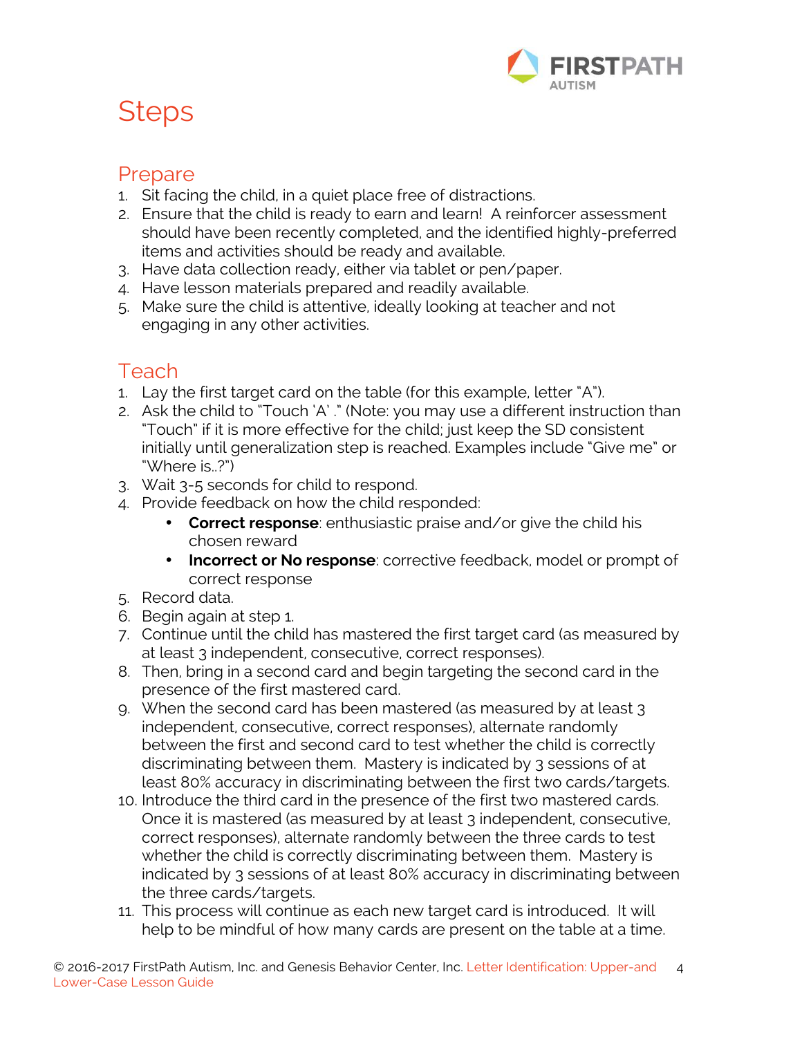# Steps

## Prepare

1. Sit facing the child, in a quiet place free of distractions.
2. Ensure that the child is ready to earn and learn! A reinforcer assessment should have been recently completed, and the identified highly-preferred items and activities should be ready and available.
3. Have data collection ready, either via tablet or pen/paper.
4. Have lesson materials prepared and readily available.
5. Make sure the child is attentive, ideally looking at teacher and not engaging in any other activities.

## Teach

1. Lay the first target card on the table (for this example, letter "A").
2. Ask the child to "Touch 'A' ." (Note: you may use a different instruction than "Touch" if it is more effective for the child; just keep the SD consistent initially until generalization step is reached. Examples include "Give me" or "Where is..?")
3. Wait 3-5 seconds for child to respond.
4. Provide feedback on how the child responded:
   - **Correct response**: enthusiastic praise and/or give the child his chosen reward
   - **Incorrect or No response**: corrective feedback, model or prompt of correct response
5. Record data.
6. Begin again at step 1.
7. Continue until the child has mastered the first target card (as measured by at least 3 independent, consecutive, correct responses).
8. Then, bring in a second card and begin targeting the second card in the presence of the first mastered card.
9. When the second card has been mastered (as measured by at least 3 independent, consecutive, correct responses), alternate randomly between the first and second card to test whether the child is correctly discriminating between them. Mastery is indicated by 3 sessions of at least 80% accuracy in discriminating between the first two cards/targets.
10. Introduce the third card in the presence of the first two mastered cards. Once it is mastered (as measured by at least 3 independent, consecutive, correct responses), alternate randomly between the three cards to test whether the child is correctly discriminating between them. Mastery is indicated by 3 sessions of at least 80% accuracy in discriminating between the three cards/targets.
11. This process will continue as each new target card is introduced. It will help to be mindful of how many cards are present on the table at a time.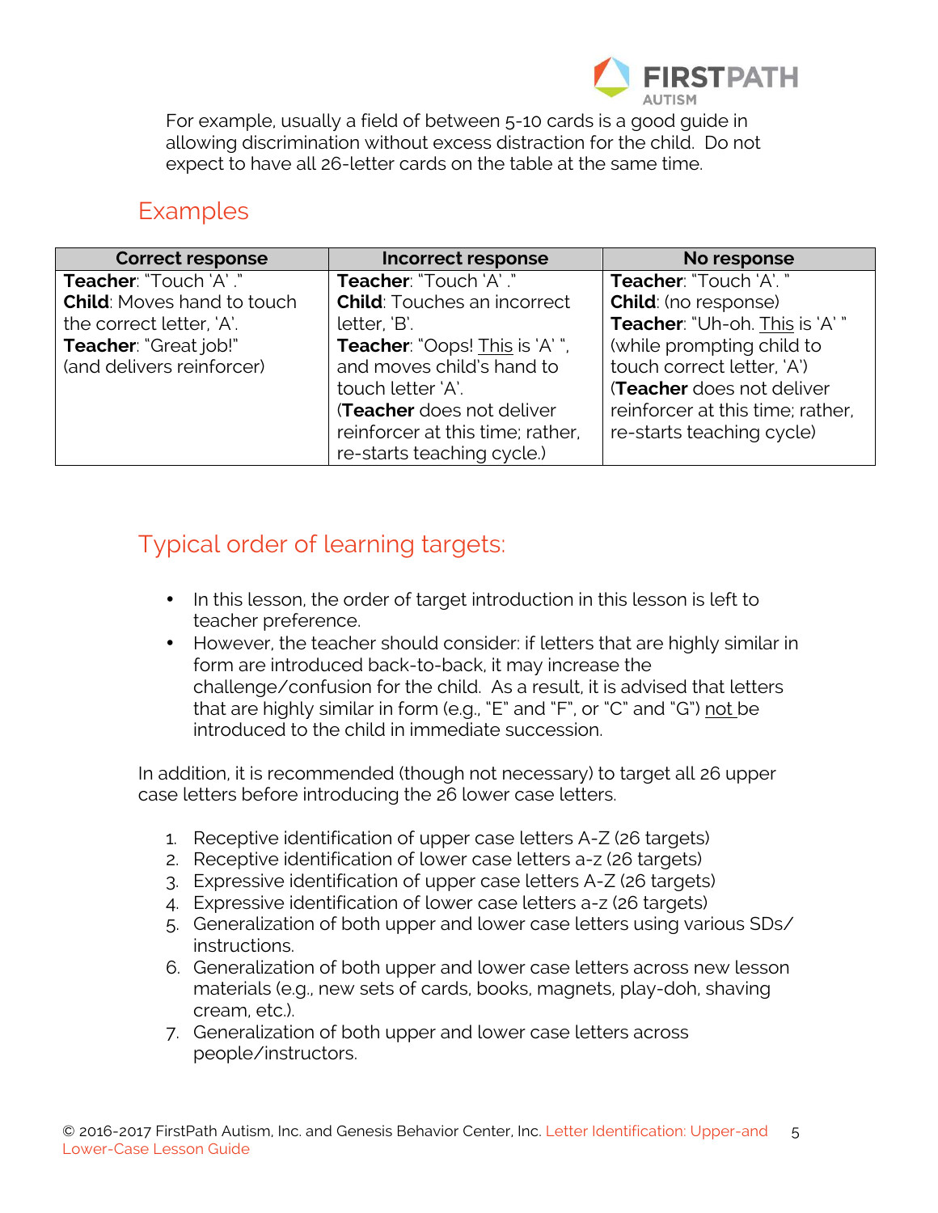For example, usually a field of between 5-10 cards is a good guide in allowing discrimination without excess distraction for the child. Do not expect to have all 26-letter cards on the table at the same time.

## Examples

| Correct response | Incorrect response | No response |
|---|---|---|
| **Teacher**: "Touch 'A' ." **Child**: Moves hand to touch the correct letter, 'A'. **Teacher**: "Great job!" (and delivers reinforcer) | **Teacher**: "Touch 'A' ." **Child**: Touches an incorrect letter, 'B'. **Teacher**: "Oops! <u>This</u> is 'A' ", and moves child's hand to touch letter 'A'. (**Teacher** does not deliver reinforcer at this time; rather, re-starts teaching cycle.) | **Teacher**: "Touch 'A'. " **Child**: (no response) **Teacher**: "Uh-oh. <u>This</u> is 'A' " (while prompting child to touch correct letter, 'A') (**Teacher** does not deliver reinforcer at this time; rather, re-starts teaching cycle) |

## Typical order of learning targets:

- In this lesson, the order of target introduction in this lesson is left to teacher preference.
- However, the teacher should consider: if letters that are highly similar in form are introduced back-to-back, it may increase the challenge/confusion for the child. As a result, it is advised that letters that are highly similar in form (e.g., "E" and "F", or "C" and "G") <u>not</u> be introduced to the child in immediate succession.

In addition, it is recommended (though not necessary) to target all 26 upper case letters before introducing the 26 lower case letters.

1. Receptive identification of upper case letters A-Z (26 targets)
2. Receptive identification of lower case letters a-z (26 targets)
3. Expressive identification of upper case letters A-Z (26 targets)
4. Expressive identification of lower case letters a-z (26 targets)
5. Generalization of both upper and lower case letters using various SDs/ instructions.
6. Generalization of both upper and lower case letters across new lesson materials (e.g., new sets of cards, books, magnets, play-doh, shaving cream, etc.).
7. Generalization of both upper and lower case letters across people/instructors.